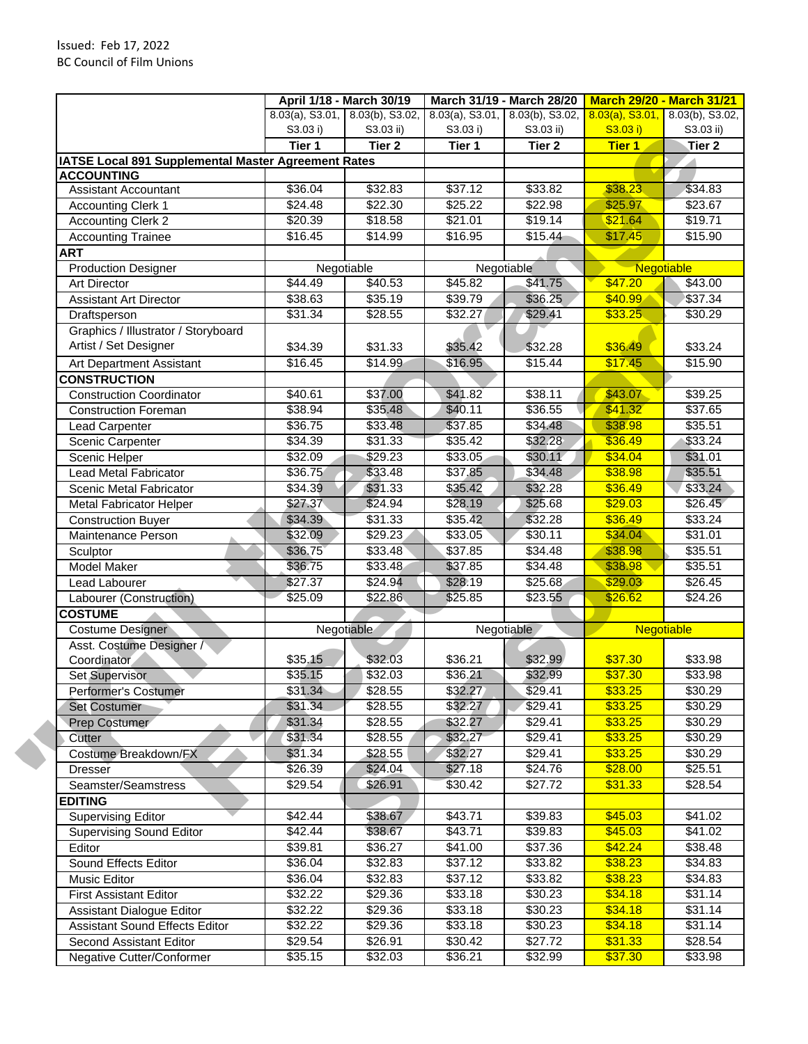Issued: Feb 17, 2022
BC Council of Film Unions

| | April 1/18 - March 30/19 | | March 31/19 - March 28/20 | | March 29/20 - March 31/21 | |
|---|---|---|---|---|---|---|
| | 8.03(a), S3.01, S3.03 i) | 8.03(b), S3.02, S3.03 ii) | 8.03(a), S3.01, S3.03 i) | 8.03(b), S3.02, S3.03 ii) | 8.03(a), S3.01, S3.03 i) | 8.03(b), S3.02, S3.03 ii) |
| | **Tier 1** | **Tier 2** | **Tier 1** | **Tier 2** | **Tier 1** | **Tier 2** |
| **IATSE Local 891 Supplemental Master Agreement Rates** | | | | | | |
| **ACCOUNTING** | | | | | | |
| Assistant Accountant | $36.04 | $32.83 | $37.12 | $33.82 | $38.23 | $34.83 |
| Accounting Clerk 1 | $24.48 | $22.30 | $25.22 | $22.98 | $25.97 | $23.67 |
| Accounting Clerk 2 | $20.39 | $18.58 | $21.01 | $19.14 | $21.64 | $19.71 |
| Accounting Trainee | $16.45 | $14.99 | $16.95 | $15.44 | $17.45 | $15.90 |
| **ART** | | | | | | |
| Production Designer | Negotiable | | Negotiable | | Negotiable | |
| Art Director | $44.49 | $40.53 | $45.82 | $41.75 | $47.20 | $43.00 |
| Assistant Art Director | $38.63 | $35.19 | $39.79 | $36.25 | $40.99 | $37.34 |
| Draftsperson | $31.34 | $28.55 | $32.27 | $29.41 | $33.25 | $30.29 |
| Graphics / Illustrator / Storyboard Artist / Set Designer | $34.39 | $31.33 | $35.42 | $32.28 | $36.49 | $33.24 |
| Art Department Assistant | $16.45 | $14.99 | $16.95 | $15.44 | $17.45 | $15.90 |
| **CONSTRUCTION** | | | | | | |
| Construction Coordinator | $40.61 | $37.00 | $41.82 | $38.11 | $43.07 | $39.25 |
| Construction Foreman | $38.94 | $35.48 | $40.11 | $36.55 | $41.32 | $37.65 |
| Lead Carpenter | $36.75 | $33.48 | $37.85 | $34.48 | $38.98 | $35.51 |
| Scenic Carpenter | $34.39 | $31.33 | $35.42 | $32.28 | $36.49 | $33.24 |
| Scenic Helper | $32.09 | $29.23 | $33.05 | $30.11 | $34.04 | $31.01 |
| Lead Metal Fabricator | $36.75 | $33.48 | $37.85 | $34.48 | $38.98 | $35.51 |
| Scenic Metal Fabricator | $34.39 | $31.33 | $35.42 | $32.28 | $36.49 | $33.24 |
| Metal Fabricator Helper | $27.37 | $24.94 | $28.19 | $25.68 | $29.03 | $26.45 |
| Construction Buyer | $34.39 | $31.33 | $35.42 | $32.28 | $36.49 | $33.24 |
| Maintenance Person | $32.09 | $29.23 | $33.05 | $30.11 | $34.04 | $31.01 |
| Sculptor | $36.75 | $33.48 | $37.85 | $34.48 | $38.98 | $35.51 |
| Model Maker | $36.75 | $33.48 | $37.85 | $34.48 | $38.98 | $35.51 |
| Lead Labourer | $27.37 | $24.94 | $28.19 | $25.68 | $29.03 | $26.45 |
| Labourer (Construction) | $25.09 | $22.86 | $25.85 | $23.55 | $26.62 | $24.26 |
| **COSTUME** | | | | | | |
| Costume Designer | Negotiable | | Negotiable | | Negotiable | |
| Asst. Costume Designer / Coordinator | $35.15 | $32.03 | $36.21 | $32.99 | $37.30 | $33.98 |
| Set Supervisor | $35.15 | $32.03 | $36.21 | $32.99 | $37.30 | $33.98 |
| Performer's Costumer | $31.34 | $28.55 | $32.27 | $29.41 | $33.25 | $30.29 |
| Set Costumer | $31.34 | $28.55 | $32.27 | $29.41 | $33.25 | $30.29 |
| Prep Costumer | $31.34 | $28.55 | $32.27 | $29.41 | $33.25 | $30.29 |
| Cutter | $31.34 | $28.55 | $32.27 | $29.41 | $33.25 | $30.29 |
| Costume Breakdown/FX | $31.34 | $28.55 | $32.27 | $29.41 | $33.25 | $30.29 |
| Dresser | $26.39 | $24.04 | $27.18 | $24.76 | $28.00 | $25.51 |
| Seamster/Seamstress | $29.54 | $26.91 | $30.42 | $27.72 | $31.33 | $28.54 |
| **EDITING** | | | | | | |
| Supervising Editor | $42.44 | $38.67 | $43.71 | $39.83 | $45.03 | $41.02 |
| Supervising Sound Editor | $42.44 | $38.67 | $43.71 | $39.83 | $45.03 | $41.02 |
| Editor | $39.81 | $36.27 | $41.00 | $37.36 | $42.24 | $38.48 |
| Sound Effects Editor | $36.04 | $32.83 | $37.12 | $33.82 | $38.23 | $34.83 |
| Music Editor | $36.04 | $32.83 | $37.12 | $33.82 | $38.23 | $34.83 |
| First Assistant Editor | $32.22 | $29.36 | $33.18 | $30.23 | $34.18 | $31.14 |
| Assistant Dialogue Editor | $32.22 | $29.36 | $33.18 | $30.23 | $34.18 | $31.14 |
| Assistant Sound Effects Editor | $32.22 | $29.36 | $33.18 | $30.23 | $34.18 | $31.14 |
| Second Assistant Editor | $29.54 | $26.91 | $30.42 | $27.72 | $31.33 | $28.54 |
| Negative Cutter/Conformer | $35.15 | $32.03 | $36.21 | $32.99 | $37.30 | $33.98 |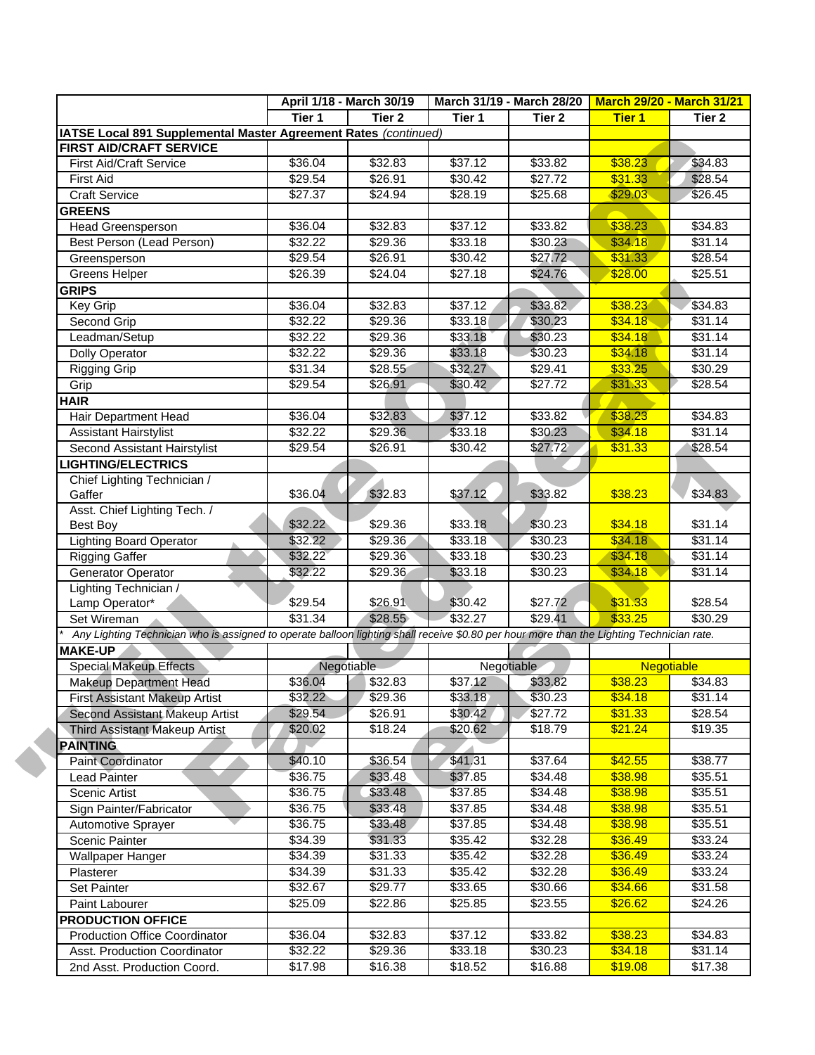| | April 1/18 - March 30/19 | | March 31/19 - March 28/20 | | March 29/20 - March 31/21 | |
|---|---|---|---|---|---|---|
| | Tier 1 | Tier 2 | Tier 1 | Tier 2 | Tier 1 | Tier 2 |
| **IATSE Local 891 Supplemental Master Agreement Rates** *(continued)* | | | | | | |
| **FIRST AID/CRAFT SERVICE** | | | | | | |
| First Aid/Craft Service | $36.04 | $32.83 | $37.12 | $33.82 | $38.23 | $34.83 |
| First Aid | $29.54 | $26.91 | $30.42 | $27.72 | $31.33 | $28.54 |
| Craft Service | $27.37 | $24.94 | $28.19 | $25.68 | $29.03 | $26.45 |
| **GREENS** | | | | | | |
| Head Greensperson | $36.04 | $32.83 | $37.12 | $33.82 | $38.23 | $34.83 |
| Best Person (Lead Person) | $32.22 | $29.36 | $33.18 | $30.23 | $34.18 | $31.14 |
| Greensperson | $29.54 | $26.91 | $30.42 | $27.72 | $31.33 | $28.54 |
| Greens Helper | $26.39 | $24.04 | $27.18 | $24.76 | $28.00 | $25.51 |
| **GRIPS** | | | | | | |
| Key Grip | $36.04 | $32.83 | $37.12 | $33.82 | $38.23 | $34.83 |
| Second Grip | $32.22 | $29.36 | $33.18 | $30.23 | $34.18 | $31.14 |
| Leadman/Setup | $32.22 | $29.36 | $33.18 | $30.23 | $34.18 | $31.14 |
| Dolly Operator | $32.22 | $29.36 | $33.18 | $30.23 | $34.18 | $31.14 |
| Rigging Grip | $31.34 | $28.55 | $32.27 | $29.41 | $33.25 | $30.29 |
| Grip | $29.54 | $26.91 | $30.42 | $27.72 | $31.33 | $28.54 |
| **HAIR** | | | | | | |
| Hair Department Head | $36.04 | $32.83 | $37.12 | $33.82 | $38.23 | $34.83 |
| Assistant Hairstylist | $32.22 | $29.36 | $33.18 | $30.23 | $34.18 | $31.14 |
| Second Assistant Hairstylist | $29.54 | $26.91 | $30.42 | $27.72 | $31.33 | $28.54 |
| **LIGHTING/ELECTRICS** | | | | | | |
| Chief Lighting Technician / Gaffer | $36.04 | $32.83 | $37.12 | $33.82 | $38.23 | $34.83 |
| Asst. Chief Lighting Tech. / Best Boy | $32.22 | $29.36 | $33.18 | $30.23 | $34.18 | $31.14 |
| Lighting Board Operator | $32.22 | $29.36 | $33.18 | $30.23 | $34.18 | $31.14 |
| Rigging Gaffer | $32.22 | $29.36 | $33.18 | $30.23 | $34.18 | $31.14 |
| Generator Operator | $32.22 | $29.36 | $33.18 | $30.23 | $34.18 | $31.14 |
| Lighting Technician / Lamp Operator* | $29.54 | $26.91 | $30.42 | $27.72 | $31.33 | $28.54 |
| Set Wireman | $31.34 | $28.55 | $32.27 | $29.41 | $33.25 | $30.29 |
| * *Any Lighting Technician who is assigned to operate balloon lighting shall receive $0.80 per hour more than the Lighting Technician rate.* | | | | | | |
| **MAKE-UP** | | | | | | |
| Special Makeup Effects | Negotiable | | Negotiable | | Negotiable | |
| Makeup Department Head | $36.04 | $32.83 | $37.12 | $33.82 | $38.23 | $34.83 |
| First Assistant Makeup Artist | $32.22 | $29.36 | $33.18 | $30.23 | $34.18 | $31.14 |
| Second Assistant Makeup Artist | $29.54 | $26.91 | $30.42 | $27.72 | $31.33 | $28.54 |
| Third Assistant Makeup Artist | $20.02 | $18.24 | $20.62 | $18.79 | $21.24 | $19.35 |
| **PAINTING** | | | | | | |
| Paint Coordinator | $40.10 | $36.54 | $41.31 | $37.64 | $42.55 | $38.77 |
| Lead Painter | $36.75 | $33.48 | $37.85 | $34.48 | $38.98 | $35.51 |
| Scenic Artist | $36.75 | $33.48 | $37.85 | $34.48 | $38.98 | $35.51 |
| Sign Painter/Fabricator | $36.75 | $33.48 | $37.85 | $34.48 | $38.98 | $35.51 |
| Automotive Sprayer | $36.75 | $33.48 | $37.85 | $34.48 | $38.98 | $35.51 |
| Scenic Painter | $34.39 | $31.33 | $35.42 | $32.28 | $36.49 | $33.24 |
| Wallpaper Hanger | $34.39 | $31.33 | $35.42 | $32.28 | $36.49 | $33.24 |
| Plasterer | $34.39 | $31.33 | $35.42 | $32.28 | $36.49 | $33.24 |
| Set Painter | $32.67 | $29.77 | $33.65 | $30.66 | $34.66 | $31.58 |
| Paint Labourer | $25.09 | $22.86 | $25.85 | $23.55 | $26.62 | $24.26 |
| **PRODUCTION OFFICE** | | | | | | |
| Production Office Coordinator | $36.04 | $32.83 | $37.12 | $33.82 | $38.23 | $34.83 |
| Asst. Production Coordinator | $32.22 | $29.36 | $33.18 | $30.23 | $34.18 | $31.14 |
| 2nd Asst. Production Coord. | $17.98 | $16.38 | $18.52 | $16.88 | $19.08 | $17.38 |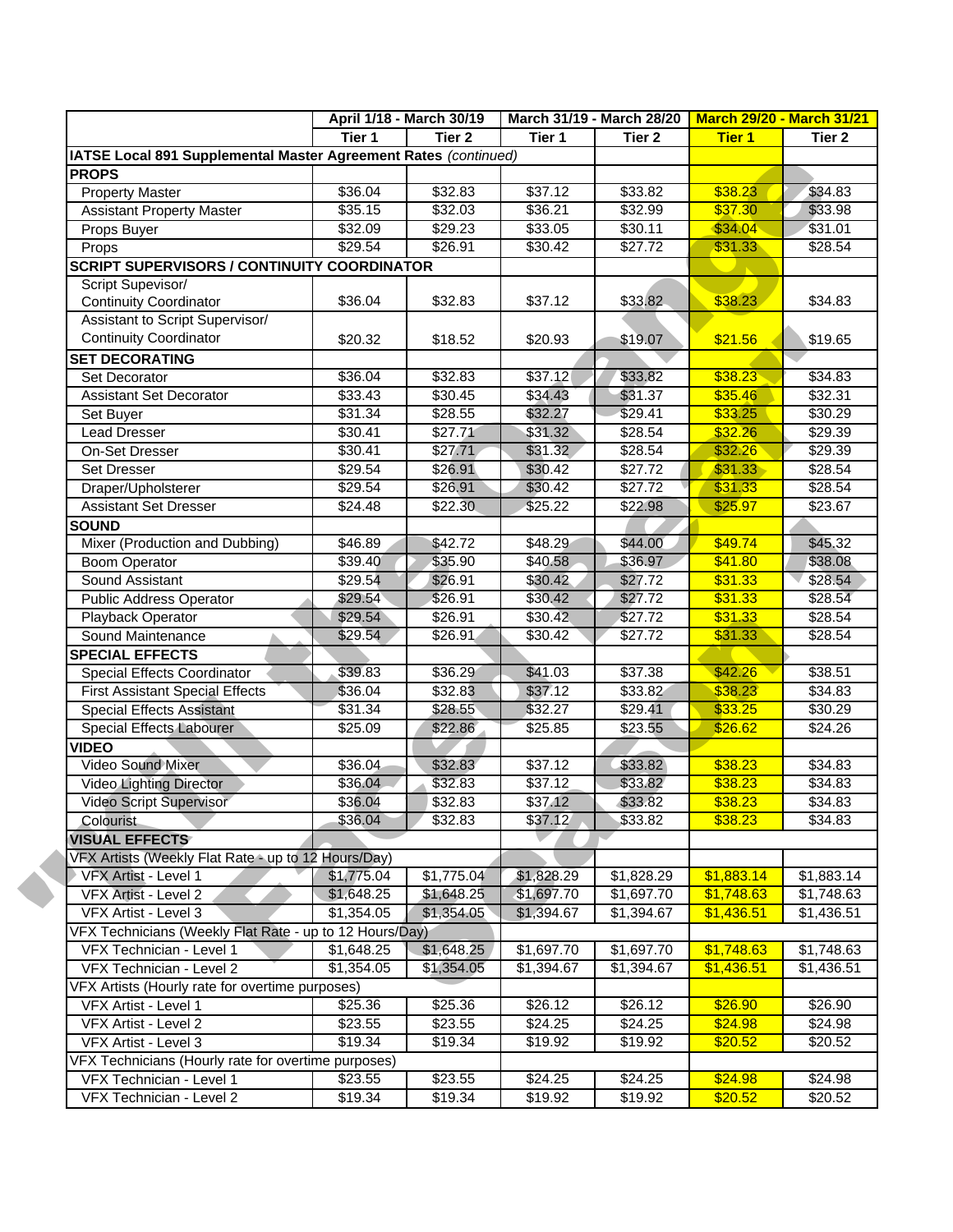| | April 1/18 - March 30/19 | | March 31/19 - March 28/20 | | March 29/20 - March 31/21 | |
|---|---|---|---|---|---|---|
| | Tier 1 | Tier 2 | Tier 1 | Tier 2 | Tier 1 | Tier 2 |
| **IATSE Local 891 Supplemental Master Agreement Rates** *(continued)* | | | | | | |
| **PROPS** | | | | | | |
| Property Master | $36.04 | $32.83 | $37.12 | $33.82 | $38.23 | $34.83 |
| Assistant Property Master | $35.15 | $32.03 | $36.21 | $32.99 | $37.30 | $33.98 |
| Props Buyer | $32.09 | $29.23 | $33.05 | $30.11 | $34.04 | $31.01 |
| Props | $29.54 | $26.91 | $30.42 | $27.72 | $31.33 | $28.54 |
| **SCRIPT SUPERVISORS / CONTINUITY COORDINATOR** | | | | | | |
| Script Supevisor/ Continuity Coordinator | $36.04 | $32.83 | $37.12 | $33.82 | $38.23 | $34.83 |
| Assistant to Script Supervisor/ Continuity Coordinator | $20.32 | $18.52 | $20.93 | $19.07 | $21.56 | $19.65 |
| **SET DECORATING** | | | | | | |
| Set Decorator | $36.04 | $32.83 | $37.12 | $33.82 | $38.23 | $34.83 |
| Assistant Set Decorator | $33.43 | $30.45 | $34.43 | $31.37 | $35.46 | $32.31 |
| Set Buyer | $31.34 | $28.55 | $32.27 | $29.41 | $33.25 | $30.29 |
| Lead Dresser | $30.41 | $27.71 | $31.32 | $28.54 | $32.26 | $29.39 |
| On-Set Dresser | $30.41 | $27.71 | $31.32 | $28.54 | $32.26 | $29.39 |
| Set Dresser | $29.54 | $26.91 | $30.42 | $27.72 | $31.33 | $28.54 |
| Draper/Upholsterer | $29.54 | $26.91 | $30.42 | $27.72 | $31.33 | $28.54 |
| Assistant Set Dresser | $24.48 | $22.30 | $25.22 | $22.98 | $25.97 | $23.67 |
| **SOUND** | | | | | | |
| Mixer (Production and Dubbing) | $46.89 | $42.72 | $48.29 | $44.00 | $49.74 | $45.32 |
| Boom Operator | $39.40 | $35.90 | $40.58 | $36.97 | $41.80 | $38.08 |
| Sound Assistant | $29.54 | $26.91 | $30.42 | $27.72 | $31.33 | $28.54 |
| Public Address Operator | $29.54 | $26.91 | $30.42 | $27.72 | $31.33 | $28.54 |
| Playback Operator | $29.54 | $26.91 | $30.42 | $27.72 | $31.33 | $28.54 |
| Sound Maintenance | $29.54 | $26.91 | $30.42 | $27.72 | $31.33 | $28.54 |
| **SPECIAL EFFECTS** | | | | | | |
| Special Effects Coordinator | $39.83 | $36.29 | $41.03 | $37.38 | $42.26 | $38.51 |
| First Assistant Special Effects | $36.04 | $32.83 | $37.12 | $33.82 | $38.23 | $34.83 |
| Special Effects Assistant | $31.34 | $28.55 | $32.27 | $29.41 | $33.25 | $30.29 |
| Special Effects Labourer | $25.09 | $22.86 | $25.85 | $23.55 | $26.62 | $24.26 |
| **VIDEO** | | | | | | |
| Video Sound Mixer | $36.04 | $32.83 | $37.12 | $33.82 | $38.23 | $34.83 |
| Video Lighting Director | $36.04 | $32.83 | $37.12 | $33.82 | $38.23 | $34.83 |
| Video Script Supervisor | $36.04 | $32.83 | $37.12 | $33.82 | $38.23 | $34.83 |
| Colourist | $36.04 | $32.83 | $37.12 | $33.82 | $38.23 | $34.83 |
| **VISUAL EFFECTS** | | | | | | |
| VFX Artists (Weekly Flat Rate - up to 12 Hours/Day) | | | | | | |
| VFX Artist - Level 1 | $1,775.04 | $1,775.04 | $1,828.29 | $1,828.29 | $1,883.14 | $1,883.14 |
| VFX Artist - Level 2 | $1,648.25 | $1,648.25 | $1,697.70 | $1,697.70 | $1,748.63 | $1,748.63 |
| VFX Artist - Level 3 | $1,354.05 | $1,354.05 | $1,394.67 | $1,394.67 | $1,436.51 | $1,436.51 |
| VFX Technicians (Weekly Flat Rate - up to 12 Hours/Day) | | | | | | |
| VFX Technician - Level 1 | $1,648.25 | $1,648.25 | $1,697.70 | $1,697.70 | $1,748.63 | $1,748.63 |
| VFX Technician - Level 2 | $1,354.05 | $1,354.05 | $1,394.67 | $1,394.67 | $1,436.51 | $1,436.51 |
| VFX Artists (Hourly rate for overtime purposes) | | | | | | |
| VFX Artist - Level 1 | $25.36 | $25.36 | $26.12 | $26.12 | $26.90 | $26.90 |
| VFX Artist - Level 2 | $23.55 | $23.55 | $24.25 | $24.25 | $24.98 | $24.98 |
| VFX Artist - Level 3 | $19.34 | $19.34 | $19.92 | $19.92 | $20.52 | $20.52 |
| VFX Technicians (Hourly rate for overtime purposes) | | | | | | |
| VFX Technician - Level 1 | $23.55 | $23.55 | $24.25 | $24.25 | $24.98 | $24.98 |
| VFX Technician - Level 2 | $19.34 | $19.34 | $19.92 | $19.92 | $20.52 | $20.52 |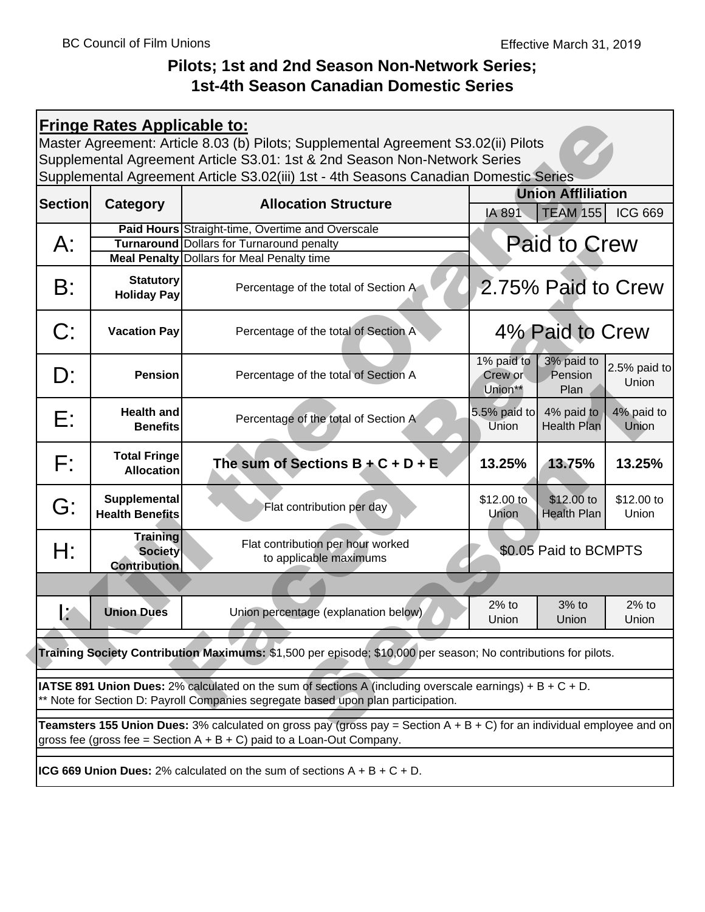## Pilots; 1st and 2nd Season Non-Network Series; 1st-4th Season Canadian Domestic Series

**Fringe Rates Applicable to:**

Master Agreement: Article 8.03 (b) Pilots; Supplemental Agreement S3.02(ii) Pilots
Supplemental Agreement Article S3.01: 1st & 2nd Season Non-Network Series
Supplemental Agreement Article S3.02(iii) 1st - 4th Seasons Canadian Domestic Series

| Section | Category | Allocation Structure | Union Affiliation | | |
|---|---|---|---|---|---|
| | | | IA 891 | TEAM 155 | ICG 669 |
| A: | Paid Hours | Straight-time, Overtime and Overscale | Paid to Crew | | |
| | Turnaround | Dollars for Turnaround penalty | | | |
| | Meal Penalty | Dollars for Meal Penalty time | | | |
| B: | Statutory Holiday Pay | Percentage of the total of Section A | 2.75% Paid to Crew | | |
| C: | Vacation Pay | Percentage of the total of Section A | 4% Paid to Crew | | |
| D: | Pension | Percentage of the total of Section A | 1% paid to Crew or Union** | 3% paid to Pension Plan | 2.5% paid to Union |
| E: | Health and Benefits | Percentage of the total of Section A | 5.5% paid to Union | 4% paid to Health Plan | 4% paid to Union |
| F: | Total Fringe Allocation | **The sum of Sections B + C + D + E** | **13.25%** | **13.75%** | **13.25%** |
| G: | Supplemental Health Benefits | Flat contribution per day | $12.00 to Union | $12.00 to Health Plan | $12.00 to Union |
| H: | Training Society Contribution | Flat contribution per hour worked to applicable maximums | $0.05 Paid to BCMPTS | | |
| | | | | | |
| I: | Union Dues | Union percentage (explanation below) | 2% to Union | 3% to Union | 2% to Union |

**Training Society Contribution Maximums:** $1,500 per episode; $10,000 per season; No contributions for pilots.

**IATSE 891 Union Dues:** 2% calculated on the sum of sections A (including overscale earnings) + B + C + D.
** Note for Section D: Payroll Companies segregate based upon plan participation.

**Teamsters 155 Union Dues:** 3% calculated on gross pay (gross pay = Section A + B + C) for an individual employee and on gross fee (gross fee = Section A + B + C) paid to a Loan-Out Company.

**ICG 669 Union Dues:** 2% calculated on the sum of sections A + B + C + D.